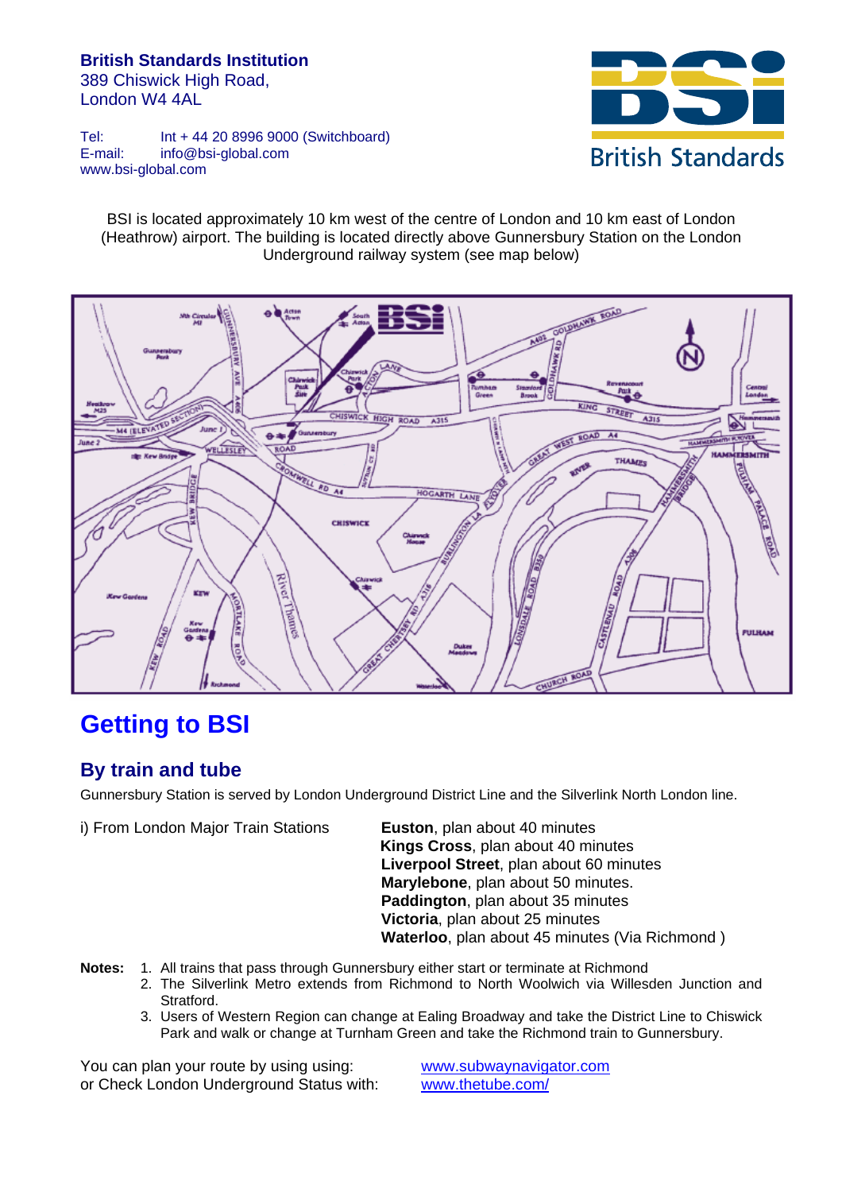**British Standards Institution**
389 Chiswick High Road,
London W4 4AL

Tel: Int + 44 20 8996 9000 (Switchboard)
E-mail: info@bsi-global.com
www.bsi-global.com

BSI is located approximately 10 km west of the centre of London and 10 km east of London (Heathrow) airport. The building is located directly above Gunnersbury Station on the London Underground railway system (see map below)

# Getting to BSI

## By train and tube

Gunnersbury Station is served by London Underground District Line and the Silverlink North London line.

i) From London Major Train Stations

- **Euston**, plan about 40 minutes
- **Kings Cross**, plan about 40 minutes
- **Liverpool Street**, plan about 60 minutes
- **Marylebone**, plan about 50 minutes.
- **Paddington**, plan about 35 minutes
- **Victoria**, plan about 25 minutes
- **Waterloo**, plan about 45 minutes (Via Richmond )

**Notes:**

1. All trains that pass through Gunnersbury either start or terminate at Richmond
2. The Silverlink Metro extends from Richmond to North Woolwich via Willesden Junction and Stratford.
3. Users of Western Region can change at Ealing Broadway and take the District Line to Chiswick Park and walk or change at Turnham Green and take the Richmond train to Gunnersbury.

You can plan your route by using using: www.subwaynavigator.com
or Check London Underground Status with: www.thetube.com/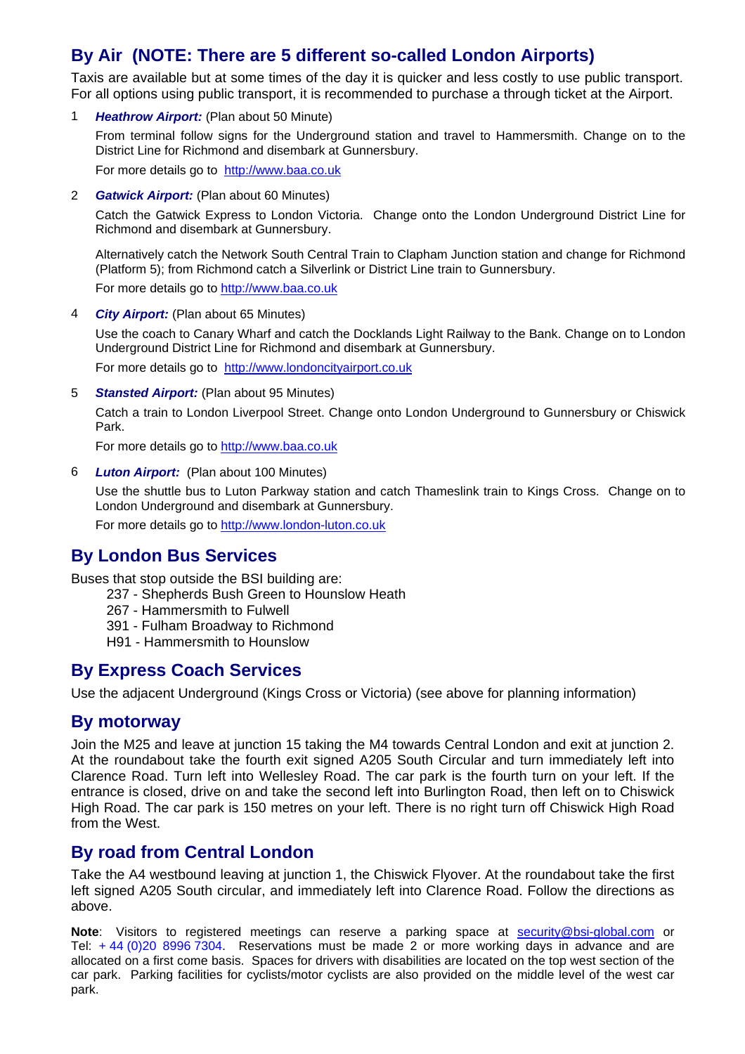## By Air (NOTE: There are 5 different so-called London Airports)

Taxis are available but at some times of the day it is quicker and less costly to use public transport. For all options using public transport, it is recommended to purchase a through ticket at the Airport.

1. ***Heathrow Airport:*** (Plan about 50 Minute)

   From terminal follow signs for the Underground station and travel to Hammersmith. Change on to the District Line for Richmond and disembark at Gunnersbury.

   For more details go to http://www.baa.co.uk

2. ***Gatwick Airport:*** (Plan about 60 Minutes)

   Catch the Gatwick Express to London Victoria. Change onto the London Underground District Line for Richmond and disembark at Gunnersbury.

   Alternatively catch the Network South Central Train to Clapham Junction station and change for Richmond (Platform 5); from Richmond catch a Silverlink or District Line train to Gunnersbury.

   For more details go to http://www.baa.co.uk

4. ***City Airport:*** (Plan about 65 Minutes)

   Use the coach to Canary Wharf and catch the Docklands Light Railway to the Bank. Change on to London Underground District Line for Richmond and disembark at Gunnersbury.

   For more details go to http://www.londoncityairport.co.uk

5. ***Stansted Airport:*** (Plan about 95 Minutes)

   Catch a train to London Liverpool Street. Change onto London Underground to Gunnersbury or Chiswick Park.

   For more details go to http://www.baa.co.uk

6. ***Luton Airport:*** (Plan about 100 Minutes)

   Use the shuttle bus to Luton Parkway station and catch Thameslink train to Kings Cross. Change on to London Underground and disembark at Gunnersbury.

   For more details go to http://www.london-luton.co.uk

## By London Bus Services

Buses that stop outside the BSI building are:

- 237 - Shepherds Bush Green to Hounslow Heath
- 267 - Hammersmith to Fulwell
- 391 - Fulham Broadway to Richmond
- H91 - Hammersmith to Hounslow

## By Express Coach Services

Use the adjacent Underground (Kings Cross or Victoria) (see above for planning information)

## By motorway

Join the M25 and leave at junction 15 taking the M4 towards Central London and exit at junction 2. At the roundabout take the fourth exit signed A205 South Circular and turn immediately left into Clarence Road. Turn left into Wellesley Road. The car park is the fourth turn on your left. If the entrance is closed, drive on and take the second left into Burlington Road, then left on to Chiswick High Road. The car park is 150 metres on your left. There is no right turn off Chiswick High Road from the West.

## By road from Central London

Take the A4 westbound leaving at junction 1, the Chiswick Flyover. At the roundabout take the first left signed A205 South circular, and immediately left into Clarence Road. Follow the directions as above.

**Note**: Visitors to registered meetings can reserve a parking space at security@bsi-global.com or Tel: + 44 (0)20 8996 7304. Reservations must be made 2 or more working days in advance and are allocated on a first come basis. Spaces for drivers with disabilities are located on the top west section of the car park. Parking facilities for cyclists/motor cyclists are also provided on the middle level of the west car park.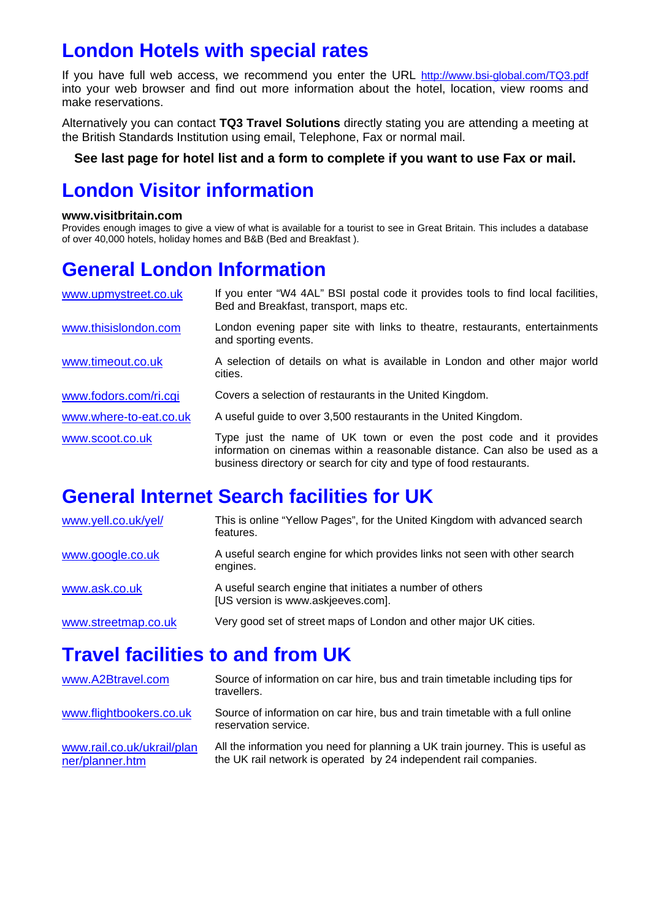## London Hotels with special rates

If you have full web access, we recommend you enter the URL http://www.bsi-global.com/TQ3.pdf into your web browser and find out more information about the hotel, location, view rooms and make reservations.

Alternatively you can contact **TQ3 Travel Solutions** directly stating you are attending a meeting at the British Standards Institution using email, Telephone, Fax or normal mail.

**See last page for hotel list and a form to complete if you want to use Fax or mail.**

## London Visitor information

**www.visitbritain.com**
Provides enough images to give a view of what is available for a tourist to see in Great Britain. This includes a database of over 40,000 hotels, holiday homes and B&B (Bed and Breakfast ).

## General London Information

| | |
|---|---|
| www.upmystreet.co.uk | If you enter "W4 4AL" BSI postal code it provides tools to find local facilities, Bed and Breakfast, transport, maps etc. |
| www.thisislondon.com | London evening paper site with links to theatre, restaurants, entertainments and sporting events. |
| www.timeout.co.uk | A selection of details on what is available in London and other major world cities. |
| www.fodors.com/ri.cgi | Covers a selection of restaurants in the United Kingdom. |
| www.where-to-eat.co.uk | A useful guide to over 3,500 restaurants in the United Kingdom. |
| www.scoot.co.uk | Type just the name of UK town or even the post code and it provides information on cinemas within a reasonable distance. Can also be used as a business directory or search for city and type of food restaurants. |

## General Internet Search facilities for UK

| | |
|---|---|
| www.yell.co.uk/yel/ | This is online "Yellow Pages", for the United Kingdom with advanced search features. |
| www.google.co.uk | A useful search engine for which provides links not seen with other search engines. |
| www.ask.co.uk | A useful search engine that initiates a number of others [US version is www.askjeeves.com]. |
| www.streetmap.co.uk | Very good set of street maps of London and other major UK cities. |

## Travel facilities to and from UK

| | |
|---|---|
| www.A2Btravel.com | Source of information on car hire, bus and train timetable including tips for travellers. |
| www.flightbookers.co.uk | Source of information on car hire, bus and train timetable with a full online reservation service. |
| www.rail.co.uk/ukrail/planner/planner.htm | All the information you need for planning a UK train journey. This is useful as the UK rail network is operated by 24 independent rail companies. |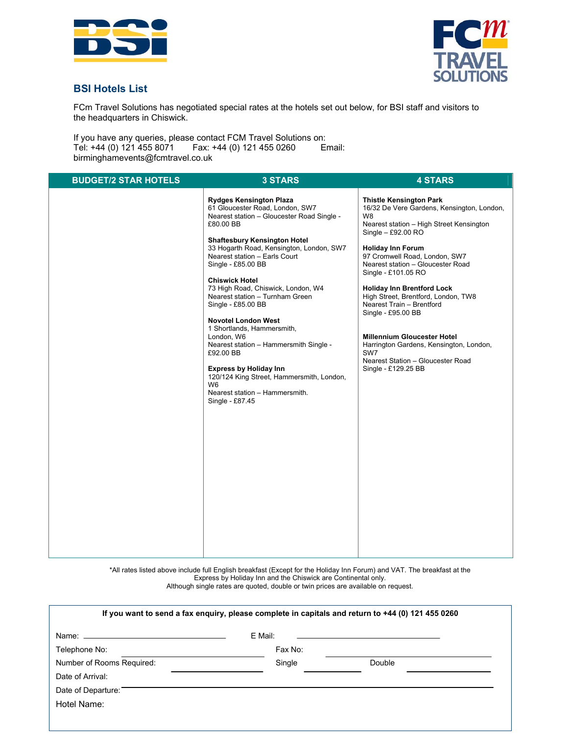## BSI Hotels List

FCm Travel Solutions has negotiated special rates at the hotels set out below, for BSI staff and visitors to the headquarters in Chiswick.

If you have any queries, please contact FCM Travel Solutions on:
Tel: +44 (0) 121 455 8071 Fax: +44 (0) 121 455 0260 Email: birminghamevents@fcmtravel.co.uk

| BUDGET/2 STAR HOTELS | 3 STARS | 4 STARS |
|---|---|---|
| | **Rydges Kensington Plaza**<br>61 Gloucester Road, London, SW7<br>Nearest station – Gloucester Road Single - £80.00 BB<br><br>**Shaftesbury Kensington Hotel**<br>33 Hogarth Road, Kensington, London, SW7<br>Nearest station – Earls Court<br>Single - £85.00 BB<br><br>**Chiswick Hotel**<br>73 High Road, Chiswick, London, W4<br>Nearest station – Turnham Green<br>Single - £85.00 BB<br><br>**Novotel London West**<br>1 Shortlands, Hammersmith, London, W6<br>Nearest station – Hammersmith Single - £92.00 BB<br><br>**Express by Holiday Inn**<br>120/124 King Street, Hammersmith, London, W6<br>Nearest station – Hammersmith.<br>Single - £87.45 | **Thistle Kensington Park**<br>16/32 De Vere Gardens, Kensington, London, W8<br>Nearest station – High Street Kensington<br>Single – £92.00 RO<br><br>**Holiday Inn Forum**<br>97 Cromwell Road, London, SW7<br>Nearest station – Gloucester Road<br>Single - £101.05 RO<br><br>**Holiday Inn Brentford Lock**<br>High Street, Brentford, London, TW8<br>Nearest Train – Brentford<br>Single - £95.00 BB<br><br>**Millennium Gloucester Hotel**<br>Harrington Gardens, Kensington, London, SW7<br>Nearest Station – Gloucester Road<br>Single - £129.25 BB |

*All rates listed above include full English breakfast (Except for the Holiday Inn Forum) and VAT. The breakfast at the Express by Holiday Inn and the Chiswick are Continental only.
Although single rates are quoted, double or twin prices are available on request.

**If you want to send a fax enquiry, please complete in capitals and return to +44 (0) 121 455 0260**

Name: ______________________ E Mail: ______________________

Telephone No: ______________________ Fax No: ______________________

Number of Rooms Required: ____________ Single ____________ Double ____________

Date of Arrival: ______________________

Date of Departure: ______________________

Hotel Name: